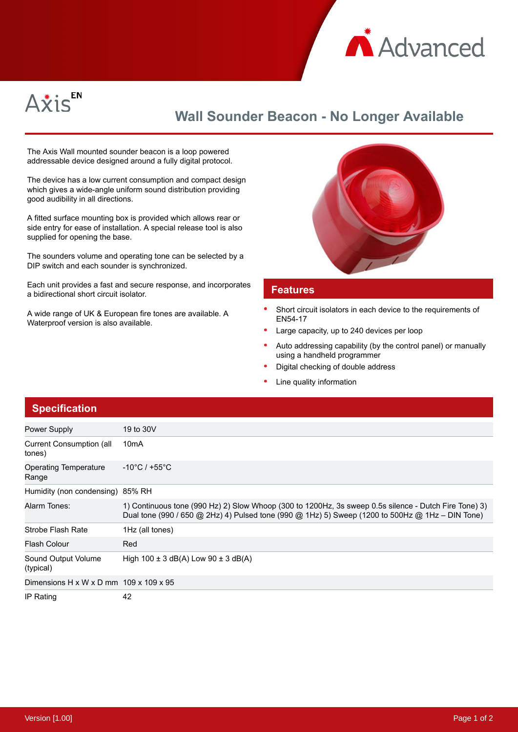Advanced

Axis EN

# Wall Sounder Beacon - No Longer Available

The Axis Wall mounted sounder beacon is a loop powered addressable device designed around a fully digital protocol.

The device has a low current consumption and compact design which gives a wide-angle uniform sound distribution providing good audibility in all directions.

A fitted surface mounting box is provided which allows rear or side entry for ease of installation. A special release tool is also supplied for opening the base.

The sounders volume and operating tone can be selected by a DIP switch and each sounder is synchronized.

Each unit provides a fast and secure response, and incorporates a bidirectional short circuit isolator.

A wide range of UK & European fire tones are available. A Waterproof version is also available.

## Features

- Short circuit isolators in each device to the requirements of EN54-17
- Large capacity, up to 240 devices per loop
- Auto addressing capability (by the control panel) or manually using a handheld programmer
- Digital checking of double address
- Line quality information

## Specification

| | |
|---|---|
| Power Supply | 19 to 30V |
| Current Consumption (all tones) | 10mA |
| Operating Temperature Range | -10°C / +55°C |
| Humidity (non condensing) | 85% RH |
| Alarm Tones: | 1) Continuous tone (990 Hz) 2) Slow Whoop (300 to 1200Hz, 3s sweep 0.5s silence - Dutch Fire Tone) 3) Dual tone (990 / 650 @ 2Hz) 4) Pulsed tone (990 @ 1Hz) 5) Sweep (1200 to 500Hz @ 1Hz – DIN Tone) |
| Strobe Flash Rate | 1Hz (all tones) |
| Flash Colour | Red |
| Sound Output Volume (typical) | High 100 ± 3 dB(A) Low 90 ± 3 dB(A) |
| Dimensions H x W x D mm | 109 x 109 x 95 |
| IP Rating | 42 |

Version [1.00]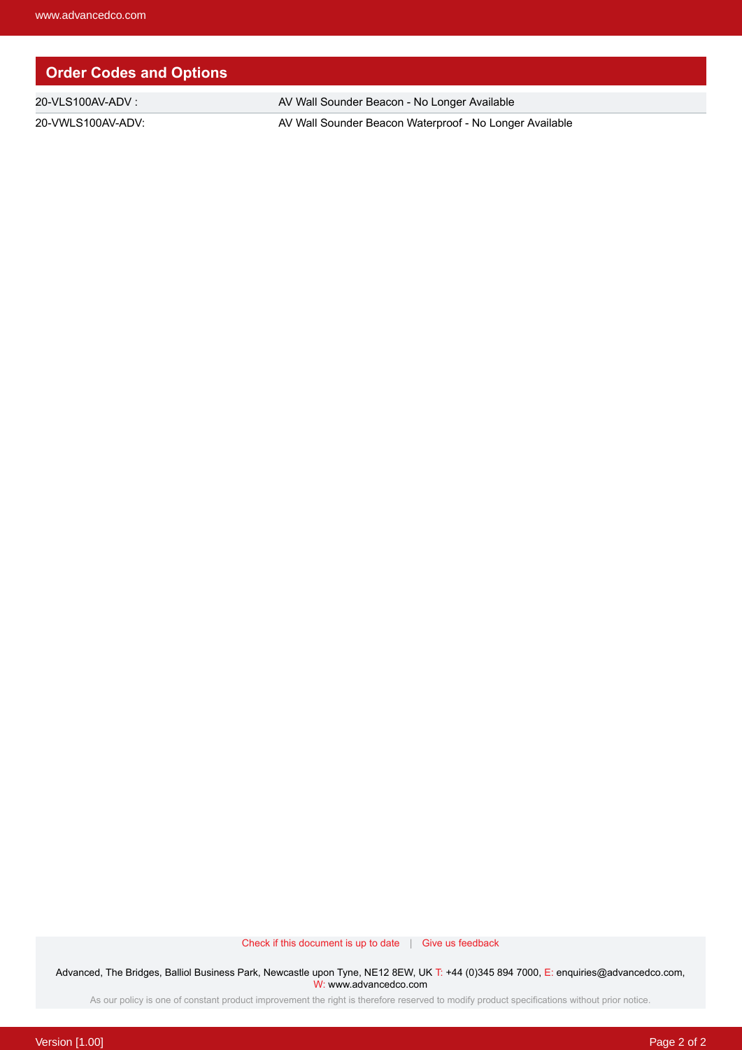## Order Codes and Options

| | |
|---|---|
| 20-VLS100AV-ADV : | AV Wall Sounder Beacon - No Longer Available |
| 20-VWLS100AV-ADV: | AV Wall Sounder Beacon Waterproof - No Longer Available |

Check if this document is up to date | Give us feedback

Advanced, The Bridges, Balliol Business Park, Newcastle upon Tyne, NE12 8EW, UK T: +44 (0)345 894 7000, E: enquiries@advancedco.com, W: www.advancedco.com

As our policy is one of constant product improvement the right is therefore reserved to modify product specifications without prior notice.

Version [1.00]